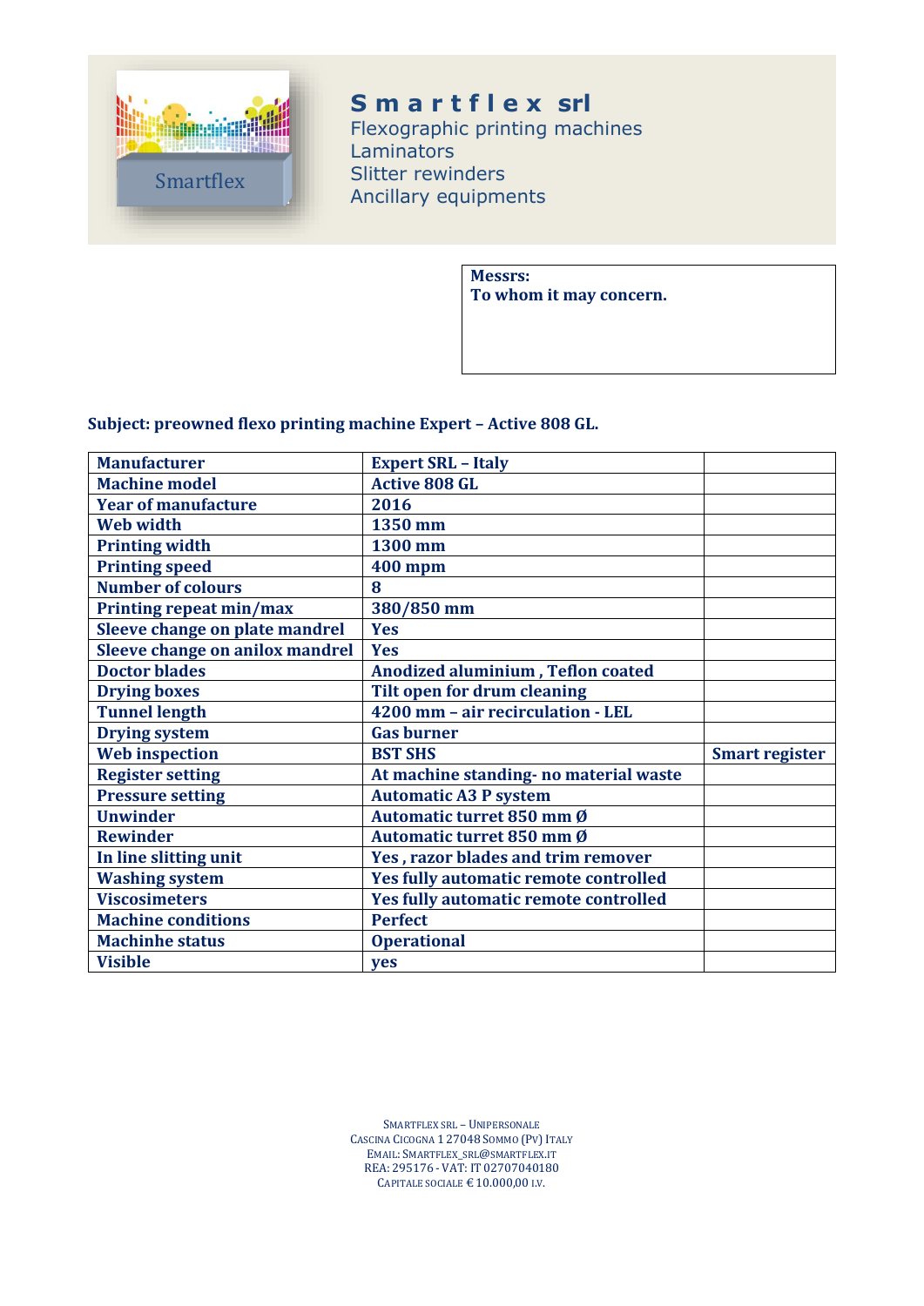# Smartflex srl

Flexographic printing machines
Laminators
Slitter rewinders
Ancillary equipments

**Messrs:**
**To whom it may concern.**

**Subject: preowned flexo printing machine Expert – Active 808 GL.**

| | | |
|---|---|---|
| **Manufacturer** | **Expert SRL – Italy** | |
| **Machine model** | **Active 808 GL** | |
| **Year of manufacture** | **2016** | |
| **Web width** | **1350 mm** | |
| **Printing width** | **1300 mm** | |
| **Printing speed** | **400 mpm** | |
| **Number of colours** | **8** | |
| **Printing repeat min/max** | **380/850 mm** | |
| **Sleeve change on plate mandrel** | **Yes** | |
| **Sleeve change on anilox mandrel** | **Yes** | |
| **Doctor blades** | **Anodized aluminium , Teflon coated** | |
| **Drying boxes** | **Tilt open for drum cleaning** | |
| **Tunnel length** | **4200 mm – air recirculation - LEL** | |
| **Drying system** | **Gas burner** | |
| **Web inspection** | **BST SHS** | **Smart register** |
| **Register setting** | **At machine standing- no material waste** | |
| **Pressure setting** | **Automatic A3 P system** | |
| **Unwinder** | **Automatic turret 850 mm Ø** | |
| **Rewinder** | **Automatic turret 850 mm Ø** | |
| **In line slitting unit** | **Yes , razor blades and trim remover** | |
| **Washing system** | **Yes fully automatic remote controlled** | |
| **Viscosimeters** | **Yes fully automatic remote controlled** | |
| **Machine conditions** | **Perfect** | |
| **Machinhe status** | **Operational** | |
| **Visible** | **yes** | |

SMARTFLEX SRL – UNIPERSONALE
CASCINA CICOGNA 1 27048 SOMMO (PV) ITALY
EMAIL: SMARTFLEX_SRL@SMARTFLEX.IT
REA: 295176 - VAT: IT 02707040180
CAPITALE SOCIALE € 10.000,00 I.V.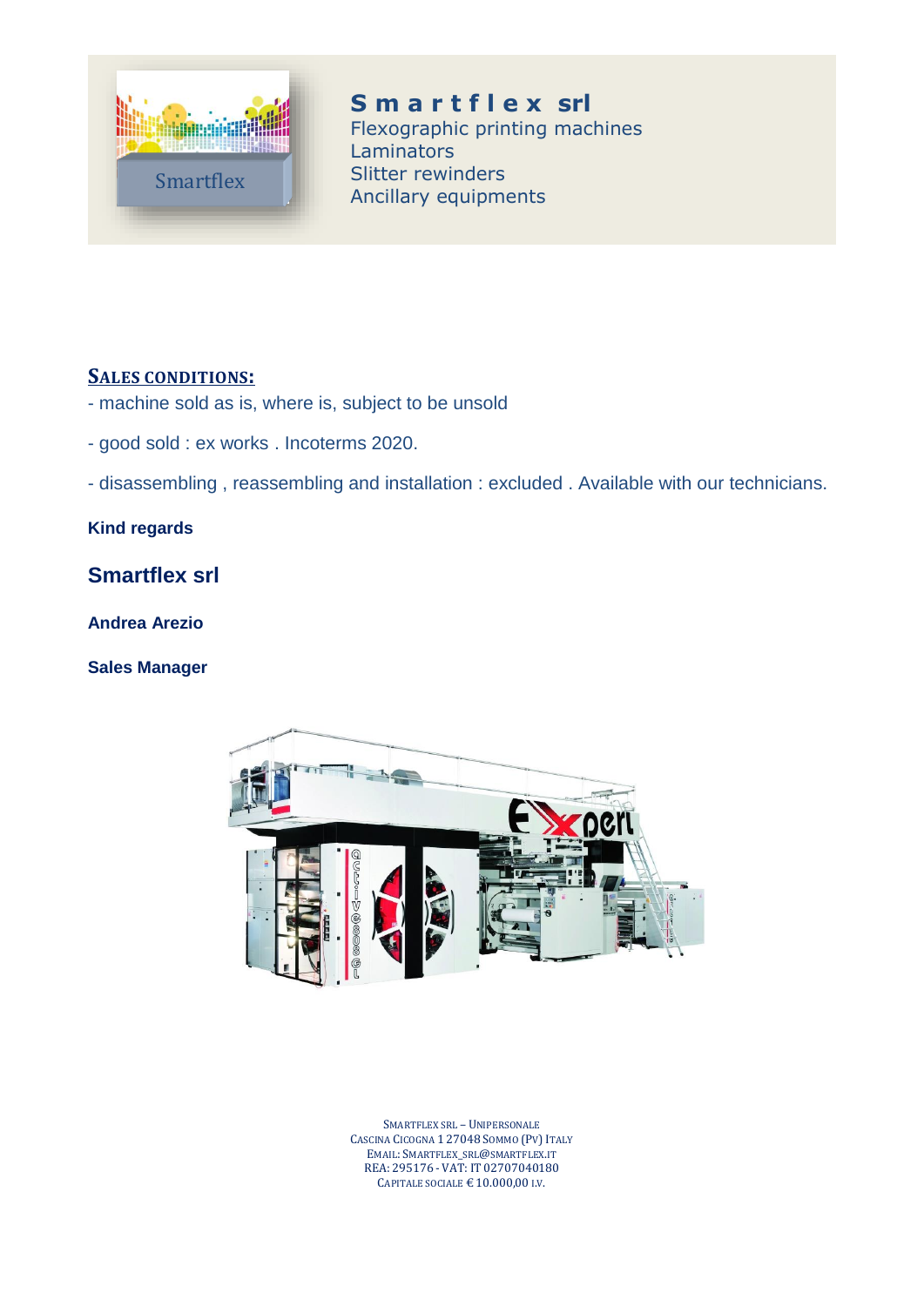**Smartflex srl**
Flexographic printing machines
Laminators
Slitter rewinders
Ancillary equipments

## SALES CONDITIONS:

- machine sold as is, where is, subject to be unsold
- good sold : ex works . Incoterms 2020.
- disassembling , reassembling and installation : excluded . Available with our technicians.

**Kind regards**

## Smartflex srl

**Andrea Arezio**

**Sales Manager**

SMARTFLEX SRL – UNIPERSONALE
CASCINA CICOGNA 1 27048 SOMMO (PV) ITALY
EMAIL: SMARTFLEX_SRL@SMARTFLEX.IT
REA: 295176 - VAT: IT 02707040180
CAPITALE SOCIALE € 10.000,00 I.V.